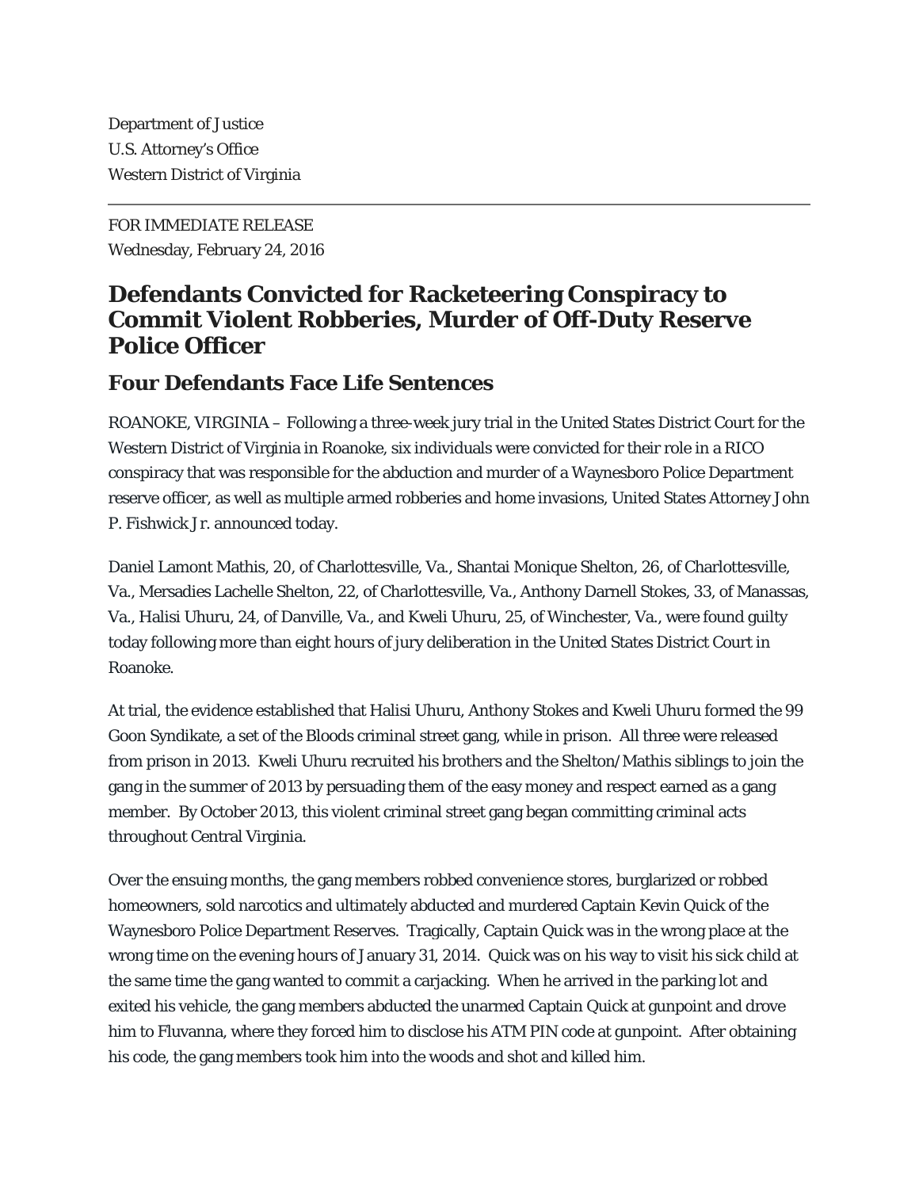Department of Justice
U.S. Attorney's Office
Western District of Virginia

---

FOR IMMEDIATE RELEASE
Wednesday, February 24, 2016

# Defendants Convicted for Racketeering Conspiracy to Commit Violent Robberies, Murder of Off-Duty Reserve Police Officer

## Four Defendants Face Life Sentences

ROANOKE, VIRGINIA – Following a three-week jury trial in the United States District Court for the Western District of Virginia in Roanoke, six individuals were convicted for their role in a RICO conspiracy that was responsible for the abduction and murder of a Waynesboro Police Department reserve officer, as well as multiple armed robberies and home invasions, United States Attorney John P. Fishwick Jr. announced today.

Daniel Lamont Mathis, 20, of Charlottesville, Va., Shantai Monique Shelton, 26, of Charlottesville, Va., Mersadies Lachelle Shelton, 22, of Charlottesville, Va., Anthony Darnell Stokes, 33, of Manassas, Va., Halisi Uhuru, 24, of Danville, Va., and Kweli Uhuru, 25, of Winchester, Va., were found guilty today following more than eight hours of jury deliberation in the United States District Court in Roanoke.

At trial, the evidence established that Halisi Uhuru, Anthony Stokes and Kweli Uhuru formed the 99 Goon Syndikate, a set of the Bloods criminal street gang, while in prison. All three were released from prison in 2013. Kweli Uhuru recruited his brothers and the Shelton/Mathis siblings to join the gang in the summer of 2013 by persuading them of the easy money and respect earned as a gang member. By October 2013, this violent criminal street gang began committing criminal acts throughout Central Virginia.

Over the ensuing months, the gang members robbed convenience stores, burglarized or robbed homeowners, sold narcotics and ultimately abducted and murdered Captain Kevin Quick of the Waynesboro Police Department Reserves. Tragically, Captain Quick was in the wrong place at the wrong time on the evening hours of January 31, 2014. Quick was on his way to visit his sick child at the same time the gang wanted to commit a carjacking. When he arrived in the parking lot and exited his vehicle, the gang members abducted the unarmed Captain Quick at gunpoint and drove him to Fluvanna, where they forced him to disclose his ATM PIN code at gunpoint. After obtaining his code, the gang members took him into the woods and shot and killed him.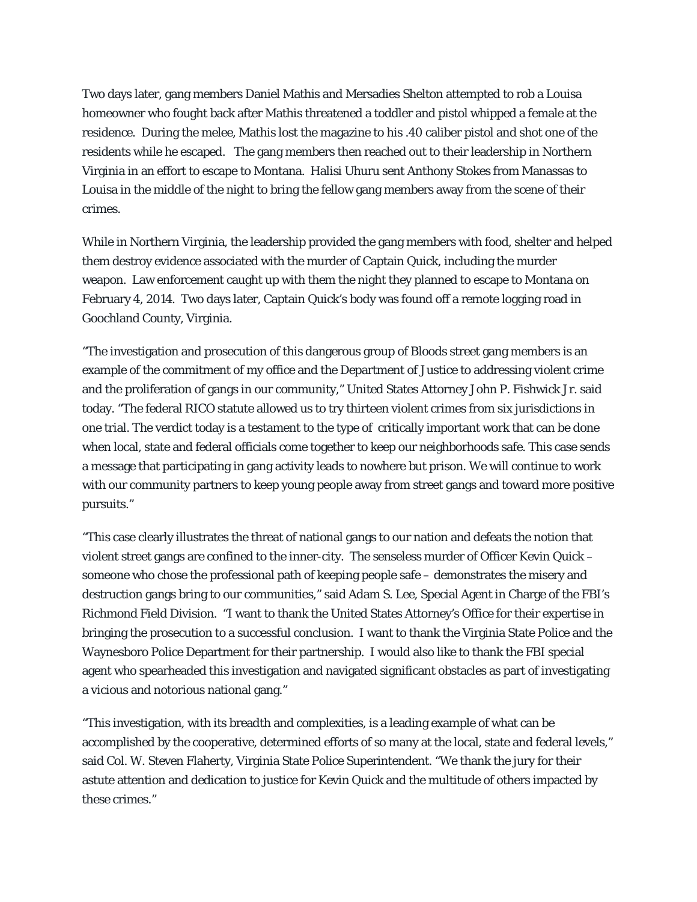Two days later, gang members Daniel Mathis and Mersadies Shelton attempted to rob a Louisa homeowner who fought back after Mathis threatened a toddler and pistol whipped a female at the residence. During the melee, Mathis lost the magazine to his .40 caliber pistol and shot one of the residents while he escaped. The gang members then reached out to their leadership in Northern Virginia in an effort to escape to Montana. Halisi Uhuru sent Anthony Stokes from Manassas to Louisa in the middle of the night to bring the fellow gang members away from the scene of their crimes.

While in Northern Virginia, the leadership provided the gang members with food, shelter and helped them destroy evidence associated with the murder of Captain Quick, including the murder weapon. Law enforcement caught up with them the night they planned to escape to Montana on February 4, 2014. Two days later, Captain Quick's body was found off a remote logging road in Goochland County, Virginia.

"The investigation and prosecution of this dangerous group of Bloods street gang members is an example of the commitment of my office and the Department of Justice to addressing violent crime and the proliferation of gangs in our community," United States Attorney John P. Fishwick Jr. said today. "The federal RICO statute allowed us to try thirteen violent crimes from six jurisdictions in one trial. The verdict today is a testament to the type of critically important work that can be done when local, state and federal officials come together to keep our neighborhoods safe. This case sends a message that participating in gang activity leads to nowhere but prison. We will continue to work with our community partners to keep young people away from street gangs and toward more positive pursuits."

"This case clearly illustrates the threat of national gangs to our nation and defeats the notion that violent street gangs are confined to the inner-city. The senseless murder of Officer Kevin Quick – someone who chose the professional path of keeping people safe – demonstrates the misery and destruction gangs bring to our communities," said Adam S. Lee, Special Agent in Charge of the FBI's Richmond Field Division. "I want to thank the United States Attorney's Office for their expertise in bringing the prosecution to a successful conclusion. I want to thank the Virginia State Police and the Waynesboro Police Department for their partnership. I would also like to thank the FBI special agent who spearheaded this investigation and navigated significant obstacles as part of investigating a vicious and notorious national gang."

"This investigation, with its breadth and complexities, is a leading example of what can be accomplished by the cooperative, determined efforts of so many at the local, state and federal levels," said Col. W. Steven Flaherty, Virginia State Police Superintendent. "We thank the jury for their astute attention and dedication to justice for Kevin Quick and the multitude of others impacted by these crimes."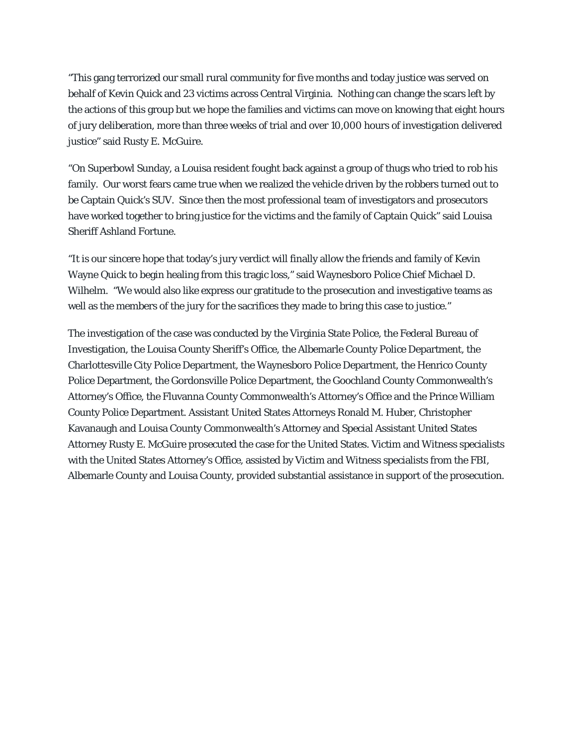"This gang terrorized our small rural community for five months and today justice was served on behalf of Kevin Quick and 23 victims across Central Virginia.  Nothing can change the scars left by the actions of this group but we hope the families and victims can move on knowing that eight hours of jury deliberation, more than three weeks of trial and over 10,000 hours of investigation delivered justice" said Rusty E. McGuire.

"On Superbowl Sunday, a Louisa resident fought back against a group of thugs who tried to rob his family.  Our worst fears came true when we realized the vehicle driven by the robbers turned out to be Captain Quick's SUV.  Since then the most professional team of investigators and prosecutors have worked together to bring justice for the victims and the family of Captain Quick" said Louisa Sheriff Ashland Fortune.

"It is our sincere hope that today's jury verdict will finally allow the friends and family of Kevin Wayne Quick to begin healing from this tragic loss," said Waynesboro Police Chief Michael D. Wilhelm.  "We would also like express our gratitude to the prosecution and investigative teams as well as the members of the jury for the sacrifices they made to bring this case to justice."

The investigation of the case was conducted by the Virginia State Police, the Federal Bureau of Investigation, the Louisa County Sheriff's Office, the Albemarle County Police Department, the Charlottesville City Police Department, the Waynesboro Police Department, the Henrico County Police Department, the Gordonsville Police Department, the Goochland County Commonwealth's Attorney's Office, the Fluvanna County Commonwealth's Attorney's Office and the Prince William County Police Department. Assistant United States Attorneys Ronald M. Huber, Christopher Kavanaugh and Louisa County Commonwealth's Attorney and Special Assistant United States Attorney Rusty E. McGuire prosecuted the case for the United States. Victim and Witness specialists with the United States Attorney's Office, assisted by Victim and Witness specialists from the FBI, Albemarle County and Louisa County, provided substantial assistance in support of the prosecution.